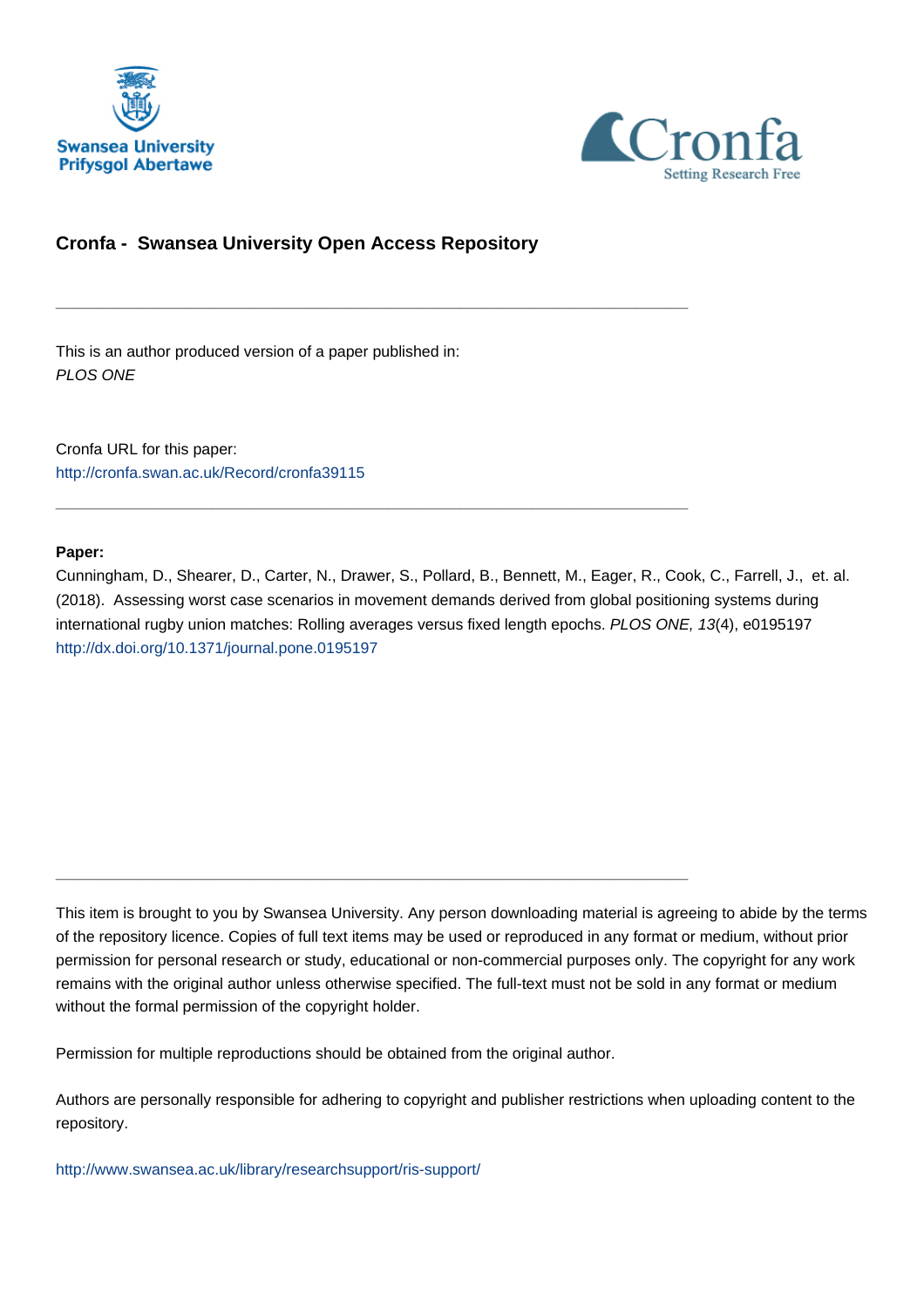Swansea University
Prifysgol Abertawe

Cronfa
Setting Research Free

## Cronfa - Swansea University Open Access Repository

---

This is an author produced version of a paper published in:
*PLOS ONE*

Cronfa URL for this paper:
http://cronfa.swan.ac.uk/Record/cronfa39115

---

**Paper:**

Cunningham, D., Shearer, D., Carter, N., Drawer, S., Pollard, B., Bennett, M., Eager, R., Cook, C., Farrell, J., et. al. (2018). Assessing worst case scenarios in movement demands derived from global positioning systems during international rugby union matches: Rolling averages versus fixed length epochs. *PLOS ONE, 13*(4), e0195197
http://dx.doi.org/10.1371/journal.pone.0195197

---

This item is brought to you by Swansea University. Any person downloading material is agreeing to abide by the terms of the repository licence. Copies of full text items may be used or reproduced in any format or medium, without prior permission for personal research or study, educational or non-commercial purposes only. The copyright for any work remains with the original author unless otherwise specified. The full-text must not be sold in any format or medium without the formal permission of the copyright holder.

Permission for multiple reproductions should be obtained from the original author.

Authors are personally responsible for adhering to copyright and publisher restrictions when uploading content to the repository.

http://www.swansea.ac.uk/library/researchsupport/ris-support/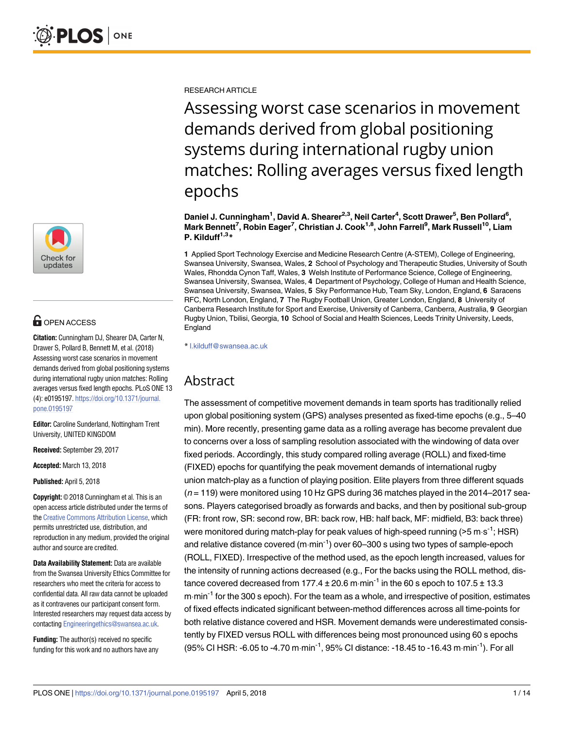RESEARCH ARTICLE

# Assessing worst case scenarios in movement demands derived from global positioning systems during international rugby union matches: Rolling averages versus fixed length epochs

**Daniel J. Cunningham[1], David A. Shearer[2,3], Neil Carter[4], Scott Drawer[5], Ben Pollard[6], Mark Bennett[7], Robin Eager[7], Christian J. Cook[1,8], John Farrell[9], Mark Russell[10], Liam P. Kilduff[1,3]***

**1** Applied Sport Technology Exercise and Medicine Research Centre (A-STEM), College of Engineering, Swansea University, Swansea, Wales, **2** School of Psychology and Therapeutic Studies, University of South Wales, Rhondda Cynon Taff, Wales, **3** Welsh Institute of Performance Science, College of Engineering, Swansea University, Swansea, Wales, **4** Department of Psychology, College of Human and Health Science, Swansea University, Swansea, Wales, **5** Sky Performance Hub, Team Sky, London, England, **6** Saracens RFC, North London, England, **7** The Rugby Football Union, Greater London, England, **8** University of Canberra Research Institute for Sport and Exercise, University of Canberra, Canberra, Australia, **9** Georgian Rugby Union, Tbilisi, Georgia, **10** School of Social and Health Sciences, Leeds Trinity University, Leeds, England

* l.kilduff@swansea.ac.uk

OPEN ACCESS

**Citation:** Cunningham DJ, Shearer DA, Carter N, Drawer S, Pollard B, Bennett M, et al. (2018) Assessing worst case scenarios in movement demands derived from global positioning systems during international rugby union matches: Rolling averages versus fixed length epochs. PLoS ONE 13 (4): e0195197. https://doi.org/10.1371/journal.pone.0195197

**Editor:** Caroline Sunderland, Nottingham Trent University, UNITED KINGDOM

**Received:** September 29, 2017

**Accepted:** March 13, 2018

**Published:** April 5, 2018

**Copyright:** © 2018 Cunningham et al. This is an open access article distributed under the terms of the Creative Commons Attribution License, which permits unrestricted use, distribution, and reproduction in any medium, provided the original author and source are credited.

**Data Availability Statement:** Data are available from the Swansea University Ethics Committee for researchers who meet the criteria for access to confidential data. All raw data cannot be uploaded as it contravenes our participant consent form. Interested researchers may request data access by contacting Engineeringethics@swansea.ac.uk.

**Funding:** The author(s) received no specific funding for this work and no authors have any

## Abstract

The assessment of competitive movement demands in team sports has traditionally relied upon global positioning system (GPS) analyses presented as fixed-time epochs (e.g., 5–40 min). More recently, presenting game data as a rolling average has become prevalent due to concerns over a loss of sampling resolution associated with the windowing of data over fixed periods. Accordingly, this study compared rolling average (ROLL) and fixed-time (FIXED) epochs for quantifying the peak movement demands of international rugby union match-play as a function of playing position. Elite players from three different squads ($n = 119$) were monitored using 10 Hz GPS during 36 matches played in the 2014–2017 seasons. Players categorised broadly as forwards and backs, and then by positional sub-group (FR: front row, SR: second row, BR: back row, HB: half back, MF: midfield, B3: back three) were monitored during match-play for peak values of high-speed running (>5 m·s$^{-1}$; HSR) and relative distance covered (m·min$^{-1}$) over 60–300 s using two types of sample-epoch (ROLL, FIXED). Irrespective of the method used, as the epoch length increased, values for the intensity of running actions decreased (e.g., For the backs using the ROLL method, distance covered decreased from 177.4 ± 20.6 m·min$^{-1}$ in the 60 s epoch to 107.5 ± 13.3 m·min$^{-1}$ for the 300 s epoch). For the team as a whole, and irrespective of position, estimates of fixed effects indicated significant between-method differences across all time-points for both relative distance covered and HSR. Movement demands were underestimated consistently by FIXED versus ROLL with differences being most pronounced using 60 s epochs (95% CI HSR: -6.05 to -4.70 m·min$^{-1}$, 95% CI distance: -18.45 to -16.43 m·min$^{-1}$). For all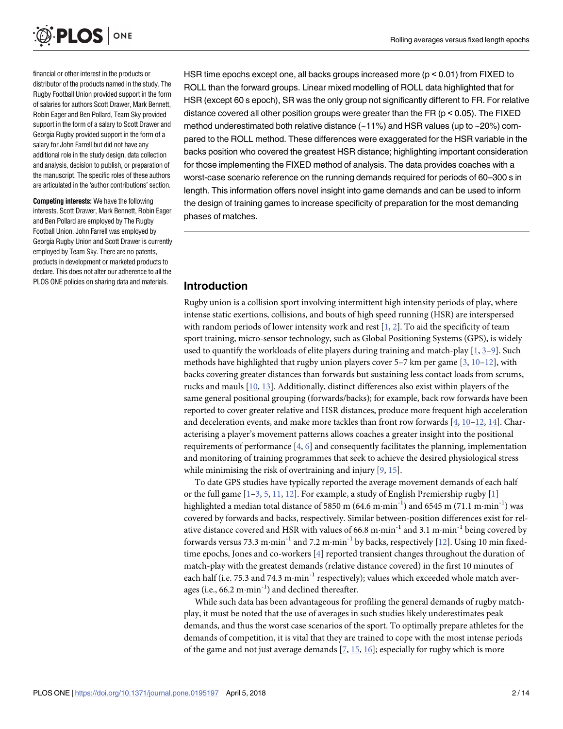financial or other interest in the products or distributor of the products named in the study. The Rugby Football Union provided support in the form of salaries for authors Scott Drawer, Mark Bennett, Robin Eager and Ben Pollard, Team Sky provided support in the form of a salary to Scott Drawer and Georgia Rugby provided support in the form of a salary for John Farrell but did not have any additional role in the study design, data collection and analysis, decision to publish, or preparation of the manuscript. The specific roles of these authors are articulated in the 'author contributions' section.

**Competing interests:** We have the following interests. Scott Drawer, Mark Bennett, Robin Eager and Ben Pollard are employed by The Rugby Football Union. John Farrell was employed by Georgia Rugby Union and Scott Drawer is currently employed by Team Sky. There are no patents, products in development or marketed products to declare. This does not alter our adherence to all the PLOS ONE policies on sharing data and materials.

HSR time epochs except one, all backs groups increased more ($p < 0.01$) from FIXED to ROLL than the forward groups. Linear mixed modelling of ROLL data highlighted that for HSR (except 60 s epoch), SR was the only group not significantly different to FR. For relative distance covered all other position groups were greater than the FR ($p < 0.05$). The FIXED method underestimated both relative distance (~11%) and HSR values (up to ~20%) compared to the ROLL method. These differences were exaggerated for the HSR variable in the backs position who covered the greatest HSR distance; highlighting important consideration for those implementing the FIXED method of analysis. The data provides coaches with a worst-case scenario reference on the running demands required for periods of 60–300 s in length. This information offers novel insight into game demands and can be used to inform the design of training games to increase specificity of preparation for the most demanding phases of matches.

## Introduction

Rugby union is a collision sport involving intermittent high intensity periods of play, where intense static exertions, collisions, and bouts of high speed running (HSR) are interspersed with random periods of lower intensity work and rest [1, 2]. To aid the specificity of team sport training, micro-sensor technology, such as Global Positioning Systems (GPS), is widely used to quantify the workloads of elite players during training and match-play [1, 3–9]. Such methods have highlighted that rugby union players cover 5–7 km per game [3, 10–12], with backs covering greater distances than forwards but sustaining less contact loads from scrums, rucks and mauls [10, 13]. Additionally, distinct differences also exist within players of the same general positional grouping (forwards/backs); for example, back row forwards have been reported to cover greater relative and HSR distances, produce more frequent high acceleration and deceleration events, and make more tackles than front row forwards [4, 10–12, 14]. Characterising a player's movement patterns allows coaches a greater insight into the positional requirements of performance [4, 6] and consequently facilitates the planning, implementation and monitoring of training programmes that seek to achieve the desired physiological stress while minimising the risk of overtraining and injury [9, 15].

To date GPS studies have typically reported the average movement demands of each half or the full game [1–3, 5, 11, 12]. For example, a study of English Premiership rugby [1] highlighted a median total distance of 5850 m (64.6 $m \cdot min^{-1}$) and 6545 m (71.1 $m \cdot min^{-1}$) was covered by forwards and backs, respectively. Similar between-position differences exist for relative distance covered and HSR with values of 66.8 $m \cdot min^{-1}$ and 3.1 $m \cdot min^{-1}$ being covered by forwards versus 73.3 $m \cdot min^{-1}$ and 7.2 $m \cdot min^{-1}$ by backs, respectively [12]. Using 10 min fixed-time epochs, Jones and co-workers [4] reported transient changes throughout the duration of match-play with the greatest demands (relative distance covered) in the first 10 minutes of each half (i.e. 75.3 and 74.3 $m \cdot min^{-1}$ respectively); values which exceeded whole match averages (i.e., 66.2 $m \cdot min^{-1}$) and declined thereafter.

While such data has been advantageous for profiling the general demands of rugby match-play, it must be noted that the use of averages in such studies likely underestimates peak demands, and thus the worst case scenarios of the sport. To optimally prepare athletes for the demands of competition, it is vital that they are trained to cope with the most intense periods of the game and not just average demands [7, 15, 16]; especially for rugby which is more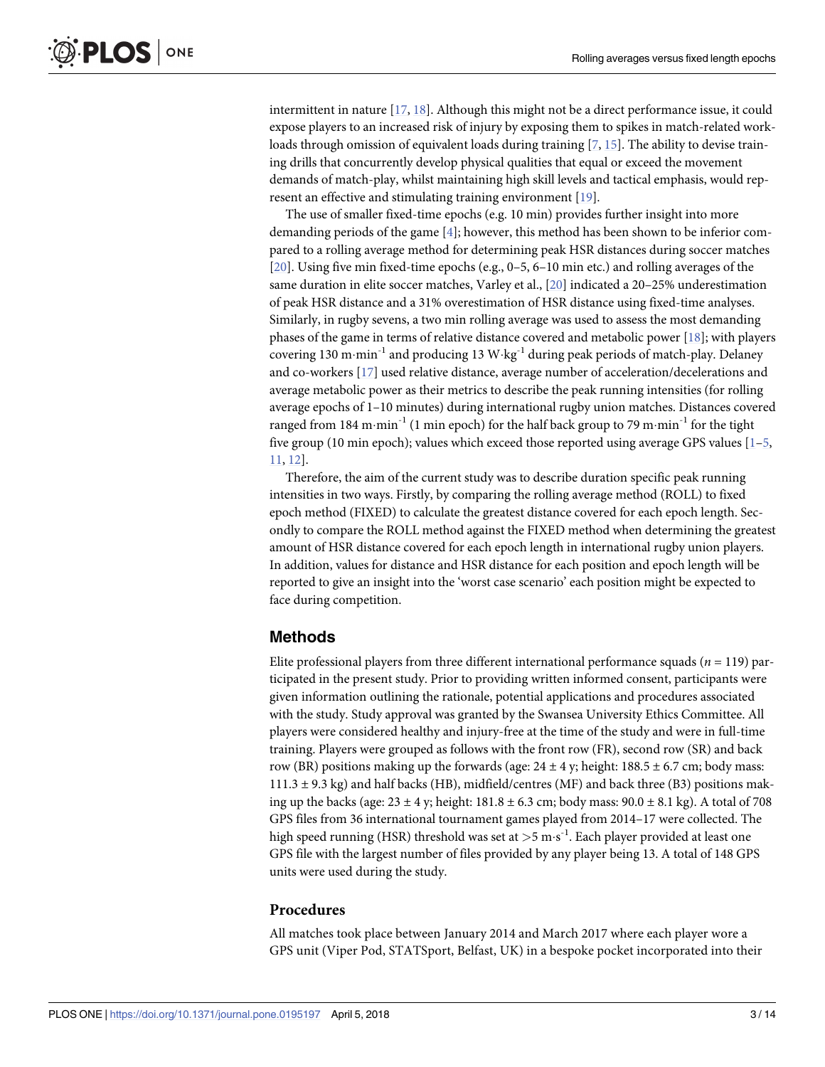intermittent in nature [17, 18]. Although this might not be a direct performance issue, it could expose players to an increased risk of injury by exposing them to spikes in match-related workloads through omission of equivalent loads during training [7, 15]. The ability to devise training drills that concurrently develop physical qualities that equal or exceed the movement demands of match-play, whilst maintaining high skill levels and tactical emphasis, would represent an effective and stimulating training environment [19].

The use of smaller fixed-time epochs (e.g. 10 min) provides further insight into more demanding periods of the game [4]; however, this method has been shown to be inferior compared to a rolling average method for determining peak HSR distances during soccer matches [20]. Using five min fixed-time epochs (e.g., 0–5, 6–10 min etc.) and rolling averages of the same duration in elite soccer matches, Varley et al., [20] indicated a 20–25% underestimation of peak HSR distance and a 31% overestimation of HSR distance using fixed-time analyses. Similarly, in rugby sevens, a two min rolling average was used to assess the most demanding phases of the game in terms of relative distance covered and metabolic power [18]; with players covering 130 $m \cdot min^{-1}$ and producing 13 $W \cdot kg^{-1}$ during peak periods of match-play. Delaney and co-workers [17] used relative distance, average number of acceleration/decelerations and average metabolic power as their metrics to describe the peak running intensities (for rolling average epochs of 1–10 minutes) during international rugby union matches. Distances covered ranged from 184 $m \cdot min^{-1}$ (1 min epoch) for the half back group to 79 $m \cdot min^{-1}$ for the tight five group (10 min epoch); values which exceed those reported using average GPS values [1–5, 11, 12].

Therefore, the aim of the current study was to describe duration specific peak running intensities in two ways. Firstly, by comparing the rolling average method (ROLL) to fixed epoch method (FIXED) to calculate the greatest distance covered for each epoch length. Secondly to compare the ROLL method against the FIXED method when determining the greatest amount of HSR distance covered for each epoch length in international rugby union players. In addition, values for distance and HSR distance for each position and epoch length will be reported to give an insight into the 'worst case scenario' each position might be expected to face during competition.

## Methods

Elite professional players from three different international performance squads ($n$ = 119) participated in the present study. Prior to providing written informed consent, participants were given information outlining the rationale, potential applications and procedures associated with the study. Study approval was granted by the Swansea University Ethics Committee. All players were considered healthy and injury-free at the time of the study and were in full-time training. Players were grouped as follows with the front row (FR), second row (SR) and back row (BR) positions making up the forwards (age: 24 ± 4 y; height: 188.5 ± 6.7 cm; body mass: 111.3 ± 9.3 kg) and half backs (HB), midfield/centres (MF) and back three (B3) positions making up the backs (age: 23 ± 4 y; height: 181.8 ± 6.3 cm; body mass: 90.0 ± 8.1 kg). A total of 708 GPS files from 36 international tournament games played from 2014–17 were collected. The high speed running (HSR) threshold was set at >5 $m \cdot s^{-1}$. Each player provided at least one GPS file with the largest number of files provided by any player being 13. A total of 148 GPS units were used during the study.

### Procedures

All matches took place between January 2014 and March 2017 where each player wore a GPS unit (Viper Pod, STATSport, Belfast, UK) in a bespoke pocket incorporated into their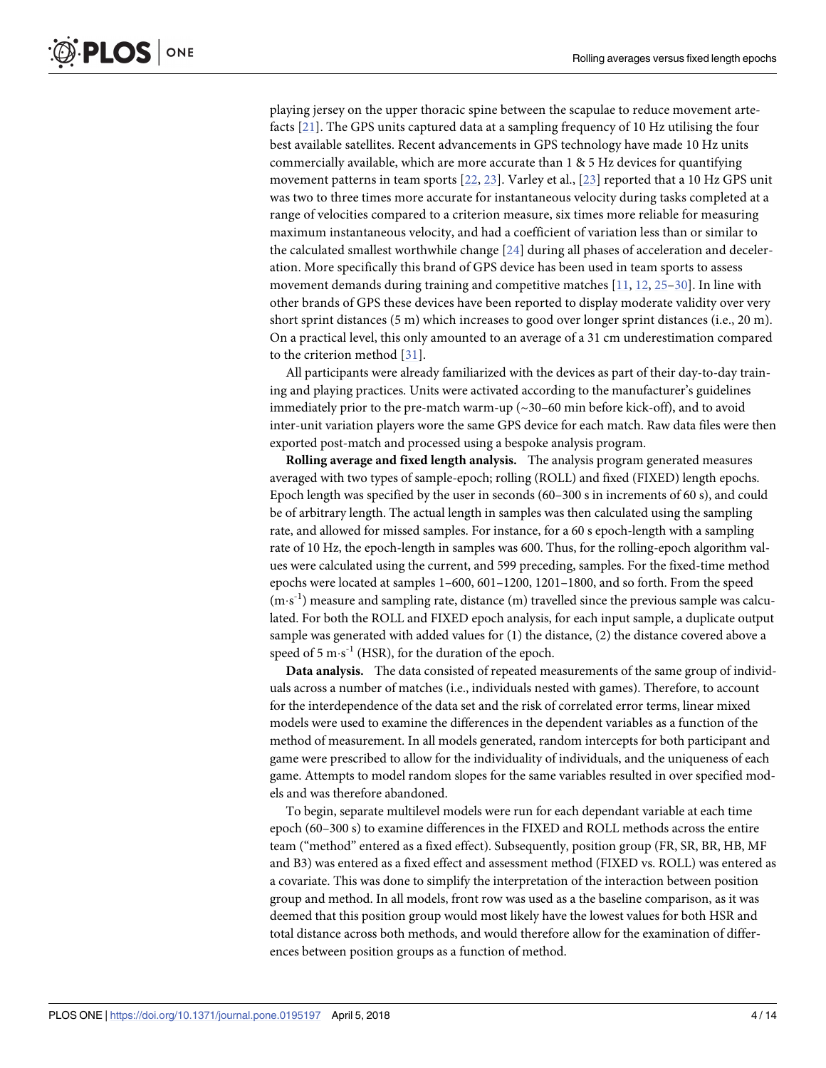playing jersey on the upper thoracic spine between the scapulae to reduce movement artefacts [21]. The GPS units captured data at a sampling frequency of 10 Hz utilising the four best available satellites. Recent advancements in GPS technology have made 10 Hz units commercially available, which are more accurate than 1 & 5 Hz devices for quantifying movement patterns in team sports [22, 23]. Varley et al., [23] reported that a 10 Hz GPS unit was two to three times more accurate for instantaneous velocity during tasks completed at a range of velocities compared to a criterion measure, six times more reliable for measuring maximum instantaneous velocity, and had a coefficient of variation less than or similar to the calculated smallest worthwhile change [24] during all phases of acceleration and deceleration. More specifically this brand of GPS device has been used in team sports to assess movement demands during training and competitive matches [11, 12, 25–30]. In line with other brands of GPS these devices have been reported to display moderate validity over very short sprint distances (5 m) which increases to good over longer sprint distances (i.e., 20 m). On a practical level, this only amounted to an average of a 31 cm underestimation compared to the criterion method [31].

All participants were already familiarized with the devices as part of their day-to-day training and playing practices. Units were activated according to the manufacturer's guidelines immediately prior to the pre-match warm-up (~30–60 min before kick-off), and to avoid inter-unit variation players wore the same GPS device for each match. Raw data files were then exported post-match and processed using a bespoke analysis program.

**Rolling average and fixed length analysis.** The analysis program generated measures averaged with two types of sample-epoch; rolling (ROLL) and fixed (FIXED) length epochs. Epoch length was specified by the user in seconds (60–300 s in increments of 60 s), and could be of arbitrary length. The actual length in samples was then calculated using the sampling rate, and allowed for missed samples. For instance, for a 60 s epoch-length with a sampling rate of 10 Hz, the epoch-length in samples was 600. Thus, for the rolling-epoch algorithm values were calculated using the current, and 599 preceding, samples. For the fixed-time method epochs were located at samples 1–600, 601–1200, 1201–1800, and so forth. From the speed ($m \cdot s^{-1}$) measure and sampling rate, distance (m) travelled since the previous sample was calculated. For both the ROLL and FIXED epoch analysis, for each input sample, a duplicate output sample was generated with added values for (1) the distance, (2) the distance covered above a speed of 5 $m \cdot s^{-1}$ (HSR), for the duration of the epoch.

**Data analysis.** The data consisted of repeated measurements of the same group of individuals across a number of matches (i.e., individuals nested with games). Therefore, to account for the interdependence of the data set and the risk of correlated error terms, linear mixed models were used to examine the differences in the dependent variables as a function of the method of measurement. In all models generated, random intercepts for both participant and game were prescribed to allow for the individuality of individuals, and the uniqueness of each game. Attempts to model random slopes for the same variables resulted in over specified models and was therefore abandoned.

To begin, separate multilevel models were run for each dependant variable at each time epoch (60–300 s) to examine differences in the FIXED and ROLL methods across the entire team ("method" entered as a fixed effect). Subsequently, position group (FR, SR, BR, HB, MF and B3) was entered as a fixed effect and assessment method (FIXED vs. ROLL) was entered as a covariate. This was done to simplify the interpretation of the interaction between position group and method. In all models, front row was used as a the baseline comparison, as it was deemed that this position group would most likely have the lowest values for both HSR and total distance across both methods, and would therefore allow for the examination of differences between position groups as a function of method.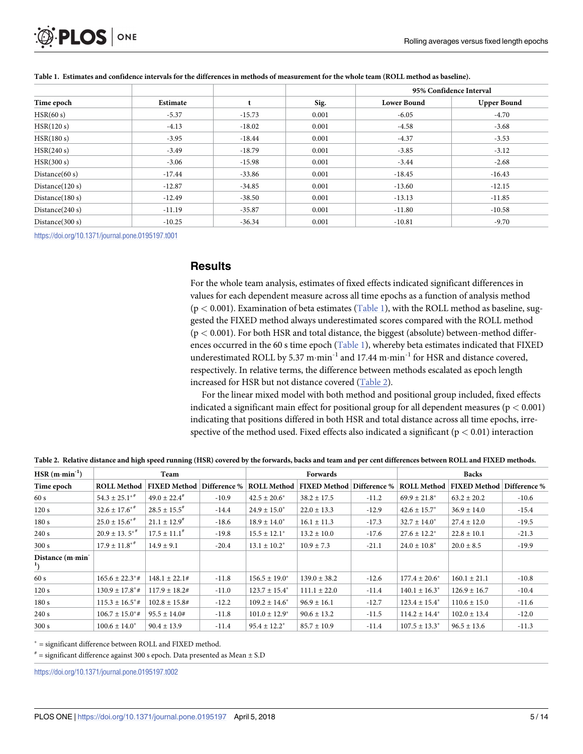**Table 1. Estimates and confidence intervals for the differences in methods of measurement for the whole team (ROLL method as baseline).**

| Time epoch | Estimate | t | Sig. | 95% Confidence Interval | |
|---|---|---|---|---|---|
| | | | | Lower Bound | Upper Bound |
| HSR(60 s) | -5.37 | -15.73 | 0.001 | -6.05 | -4.70 |
| HSR(120 s) | -4.13 | -18.02 | 0.001 | -4.58 | -3.68 |
| HSR(180 s) | -3.95 | -18.44 | 0.001 | -4.37 | -3.53 |
| HSR(240 s) | -3.49 | -18.79 | 0.001 | -3.85 | -3.12 |
| HSR(300 s) | -3.06 | -15.98 | 0.001 | -3.44 | -2.68 |
| Distance(60 s) | -17.44 | -33.86 | 0.001 | -18.45 | -16.43 |
| Distance(120 s) | -12.87 | -34.85 | 0.001 | -13.60 | -12.15 |
| Distance(180 s) | -12.49 | -38.50 | 0.001 | -13.13 | -11.85 |
| Distance(240 s) | -11.19 | -35.87 | 0.001 | -11.80 | -10.58 |
| Distance(300 s) | -10.25 | -36.34 | 0.001 | -10.81 | -9.70 |

https://doi.org/10.1371/journal.pone.0195197.t001

## Results

For the whole team analysis, estimates of fixed effects indicated significant differences in values for each dependent measure across all time epochs as a function of analysis method ($p < 0.001$). Examination of beta estimates (Table 1), with the ROLL method as baseline, suggested the FIXED method always underestimated scores compared with the ROLL method ($p < 0.001$). For both HSR and total distance, the biggest (absolute) between-method differences occurred in the 60 s time epoch (Table 1), whereby beta estimates indicated that FIXED underestimated ROLL by 5.37 $m{\cdot}min^{-1}$ and 17.44 $m{\cdot}min^{-1}$ for HSR and distance covered, respectively. In relative terms, the difference between methods escalated as epoch length increased for HSR but not distance covered (Table 2).

For the linear mixed model with both method and positional group included, fixed effects indicated a significant main effect for positional group for all dependent measures ($p < 0.001$) indicating that positions differed in both HSR and total distance across all time epochs, irrespective of the method used. Fixed effects also indicated a significant ($p < 0.01$) interaction

**Table 2. Relative distance and high speed running (HSR) covered by the forwards, backs and team and per cent differences between ROLL and FIXED methods.**

| HSR ($m{\cdot}min^{-1}$) | Team | | | Forwards | | | Backs | | |
|---|---|---|---|---|---|---|---|---|---|
| Time epoch | ROLL Method | FIXED Method | Difference % | ROLL Method | FIXED Method | Difference % | ROLL Method | FIXED Method | Difference % |
| 60 s | 54.3 ± 25.1*# | 49.0 ± 22.4# | -10.9 | 42.5 ± 20.6* | 38.2 ± 17.5 | -11.2 | 69.9 ± 21.8* | 63.2 ± 20.2 | -10.6 |
| 120 s | 32.6 ± 17.6*# | 28.5 ± 15.5# | -14.4 | 24.9 ± 15.0* | 22.0 ± 13.3 | -12.9 | 42.6 ± 15.7* | 36.9 ± 14.0 | -15.4 |
| 180 s | 25.0 ± 15.6*# | 21.1 ± 12.9# | -18.6 | 18.9 ± 14.0* | 16.1 ± 11.3 | -17.3 | 32.7 ± 14.0* | 27.4 ± 12.0 | -19.5 |
| 240 s | 20.9 ± 13. 5*# | 17.5 ± 11.1# | -19.8 | 15.5 ± 12.1* | 13.2 ± 10.0 | -17.6 | 27.6 ± 12.2* | 22.8 ± 10.1 | -21.3 |
| 300 s | 17.9 ± 11.8*# | 14.9 ± 9.1 | -20.4 | 13.1 ± 10.2* | 10.9 ± 7.3 | -21.1 | 24.0 ± 10.8* | 20.0 ± 8.5 | -19.9 |
| Distance ($m{\cdot}min^{-1}$) | | | | | | | | | |
| 60 s | 165.6 ± 22.3*# | 148.1 ± 22.1# | -11.8 | 156.5 ± 19.0* | 139.0 ± 38.2 | -12.6 | 177.4 ± 20.6* | 160.1 ± 21.1 | -10.8 |
| 120 s | 130.9 ± 17.8*# | 117.9 ± 18.2# | -11.0 | 123.7 ± 15.4* | 111.1 ± 22.0 | -11.4 | 140.1 ± 16.3* | 126.9 ± 16.7 | -10.4 |
| 180 s | 115.3 ± 16.5*# | 102.8 ± 15.8# | -12.2 | 109.2 ± 14.6* | 96.9 ± 16.1 | -12.7 | 123.4 ± 15.4* | 110.6 ± 15.0 | -11.6 |
| 240 s | 106.7 ± 15.0*# | 95.5 ± 14.0# | -11.8 | 101.0 ± 12.9* | 90.6 ± 13.2 | -11.5 | 114.2 ± 14.4* | 102.0 ± 13.4 | -12.0 |
| 300 s | 100.6 ± 14.0* | 90.4 ± 13.9 | -11.4 | 95.4 ± 12.2* | 85.7 ± 10.9 | -11.4 | 107.5 ± 13.3* | 96.5 ± 13.6 | -11.3 |

* = significant difference between ROLL and FIXED method.

# = significant difference against 300 s epoch. Data presented as Mean ± S.D

https://doi.org/10.1371/journal.pone.0195197.t002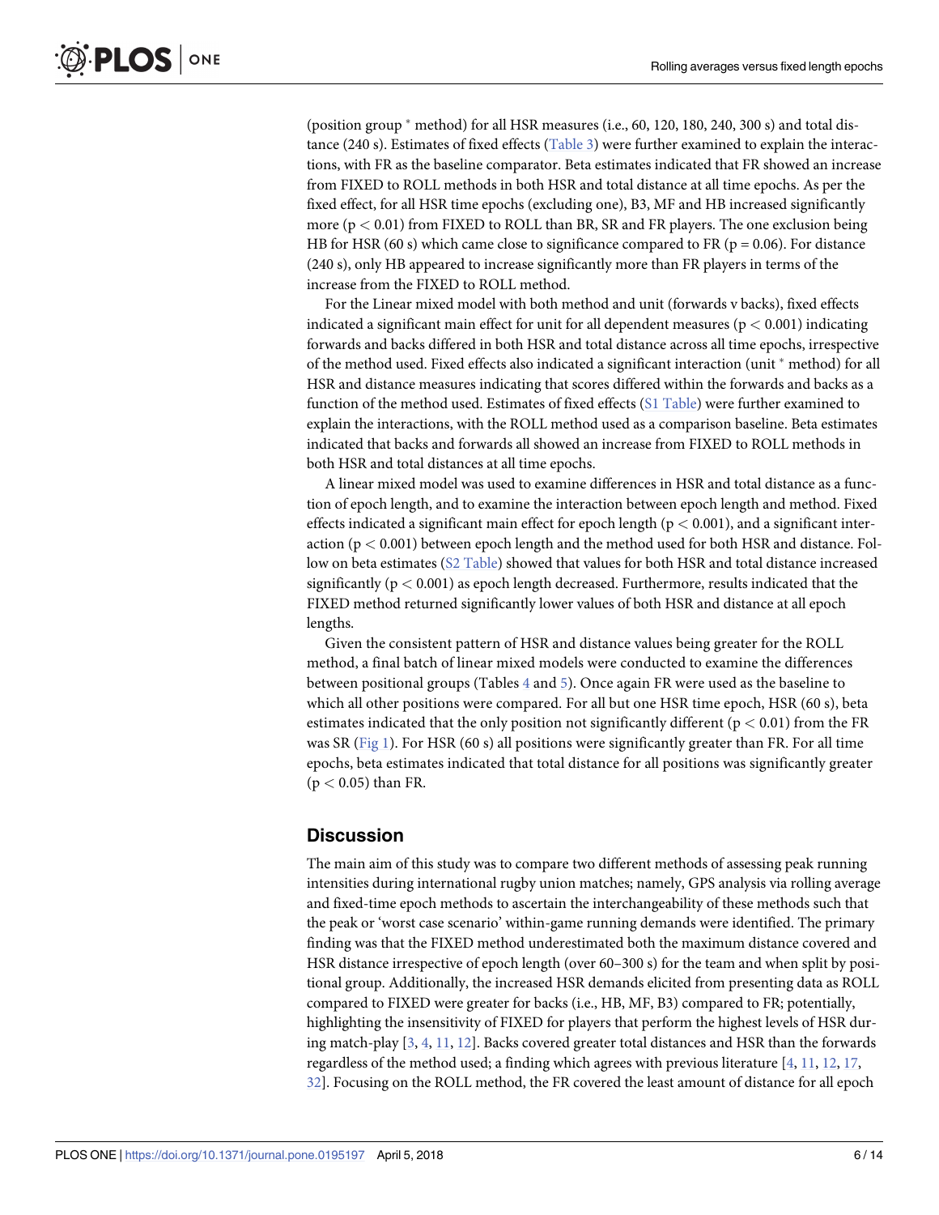(position group * method) for all HSR measures (i.e., 60, 120, 180, 240, 300 s) and total distance (240 s). Estimates of fixed effects (Table 3) were further examined to explain the interactions, with FR as the baseline comparator. Beta estimates indicated that FR showed an increase from FIXED to ROLL methods in both HSR and total distance at all time epochs. As per the fixed effect, for all HSR time epochs (excluding one), B3, MF and HB increased significantly more ($p < 0.01$) from FIXED to ROLL than BR, SR and FR players. The one exclusion being HB for HSR (60 s) which came close to significance compared to FR ($p = 0.06$). For distance (240 s), only HB appeared to increase significantly more than FR players in terms of the increase from the FIXED to ROLL method.

For the Linear mixed model with both method and unit (forwards v backs), fixed effects indicated a significant main effect for unit for all dependent measures ($p < 0.001$) indicating forwards and backs differed in both HSR and total distance across all time epochs, irrespective of the method used. Fixed effects also indicated a significant interaction (unit * method) for all HSR and distance measures indicating that scores differed within the forwards and backs as a function of the method used. Estimates of fixed effects (S1 Table) were further examined to explain the interactions, with the ROLL method used as a comparison baseline. Beta estimates indicated that backs and forwards all showed an increase from FIXED to ROLL methods in both HSR and total distances at all time epochs.

A linear mixed model was used to examine differences in HSR and total distance as a function of epoch length, and to examine the interaction between epoch length and method. Fixed effects indicated a significant main effect for epoch length ($p < 0.001$), and a significant interaction ($p < 0.001$) between epoch length and the method used for both HSR and distance. Follow on beta estimates (S2 Table) showed that values for both HSR and total distance increased significantly ($p < 0.001$) as epoch length decreased. Furthermore, results indicated that the FIXED method returned significantly lower values of both HSR and distance at all epoch lengths.

Given the consistent pattern of HSR and distance values being greater for the ROLL method, a final batch of linear mixed models were conducted to examine the differences between positional groups (Tables 4 and 5). Once again FR were used as the baseline to which all other positions were compared. For all but one HSR time epoch, HSR (60 s), beta estimates indicated that the only position not significantly different ($p < 0.01$) from the FR was SR (Fig 1). For HSR (60 s) all positions were significantly greater than FR. For all time epochs, beta estimates indicated that total distance for all positions was significantly greater ($p < 0.05$) than FR.

## Discussion

The main aim of this study was to compare two different methods of assessing peak running intensities during international rugby union matches; namely, GPS analysis via rolling average and fixed-time epoch methods to ascertain the interchangeability of these methods such that the peak or 'worst case scenario' within-game running demands were identified. The primary finding was that the FIXED method underestimated both the maximum distance covered and HSR distance irrespective of epoch length (over 60–300 s) for the team and when split by positional group. Additionally, the increased HSR demands elicited from presenting data as ROLL compared to FIXED were greater for backs (i.e., HB, MF, B3) compared to FR; potentially, highlighting the insensitivity of FIXED for players that perform the highest levels of HSR during match-play [3, 4, 11, 12]. Backs covered greater total distances and HSR than the forwards regardless of the method used; a finding which agrees with previous literature [4, 11, 12, 17, 32]. Focusing on the ROLL method, the FR covered the least amount of distance for all epoch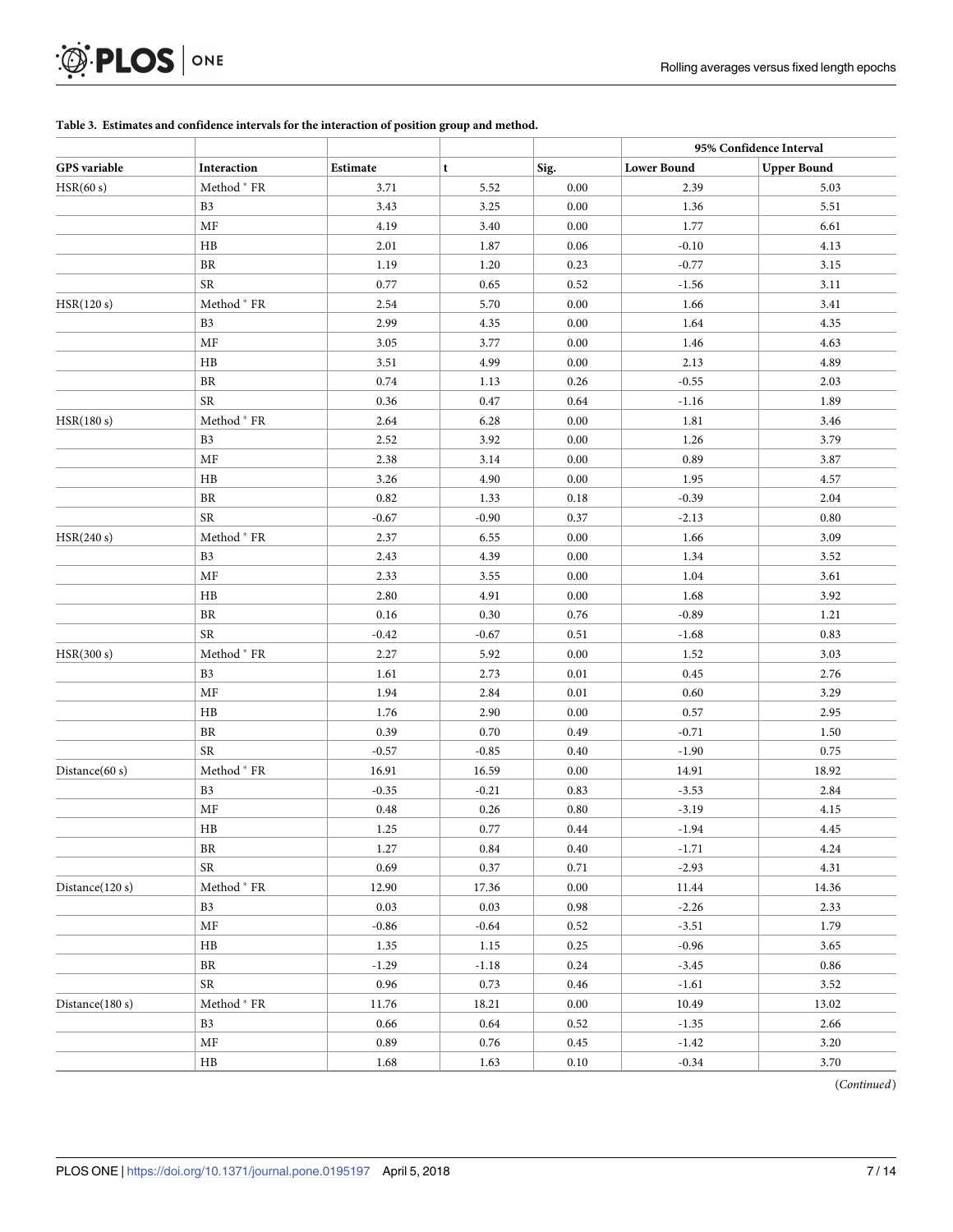**Table 3. Estimates and confidence intervals for the interaction of position group and method.**

| GPS variable | Interaction | Estimate | t | Sig. | 95% Confidence Interval | |
|---|---|---|---|---|---|---|
| | | | | | Lower Bound | Upper Bound |
| HSR(60 s) | Method * FR | 3.71 | 5.52 | 0.00 | 2.39 | 5.03 |
| | B3 | 3.43 | 3.25 | 0.00 | 1.36 | 5.51 |
| | MF | 4.19 | 3.40 | 0.00 | 1.77 | 6.61 |
| | HB | 2.01 | 1.87 | 0.06 | -0.10 | 4.13 |
| | BR | 1.19 | 1.20 | 0.23 | -0.77 | 3.15 |
| | SR | 0.77 | 0.65 | 0.52 | -1.56 | 3.11 |
| HSR(120 s) | Method * FR | 2.54 | 5.70 | 0.00 | 1.66 | 3.41 |
| | B3 | 2.99 | 4.35 | 0.00 | 1.64 | 4.35 |
| | MF | 3.05 | 3.77 | 0.00 | 1.46 | 4.63 |
| | HB | 3.51 | 4.99 | 0.00 | 2.13 | 4.89 |
| | BR | 0.74 | 1.13 | 0.26 | -0.55 | 2.03 |
| | SR | 0.36 | 0.47 | 0.64 | -1.16 | 1.89 |
| HSR(180 s) | Method * FR | 2.64 | 6.28 | 0.00 | 1.81 | 3.46 |
| | B3 | 2.52 | 3.92 | 0.00 | 1.26 | 3.79 |
| | MF | 2.38 | 3.14 | 0.00 | 0.89 | 3.87 |
| | HB | 3.26 | 4.90 | 0.00 | 1.95 | 4.57 |
| | BR | 0.82 | 1.33 | 0.18 | -0.39 | 2.04 |
| | SR | -0.67 | -0.90 | 0.37 | -2.13 | 0.80 |
| HSR(240 s) | Method * FR | 2.37 | 6.55 | 0.00 | 1.66 | 3.09 |
| | B3 | 2.43 | 4.39 | 0.00 | 1.34 | 3.52 |
| | MF | 2.33 | 3.55 | 0.00 | 1.04 | 3.61 |
| | HB | 2.80 | 4.91 | 0.00 | 1.68 | 3.92 |
| | BR | 0.16 | 0.30 | 0.76 | -0.89 | 1.21 |
| | SR | -0.42 | -0.67 | 0.51 | -1.68 | 0.83 |
| HSR(300 s) | Method * FR | 2.27 | 5.92 | 0.00 | 1.52 | 3.03 |
| | B3 | 1.61 | 2.73 | 0.01 | 0.45 | 2.76 |
| | MF | 1.94 | 2.84 | 0.01 | 0.60 | 3.29 |
| | HB | 1.76 | 2.90 | 0.00 | 0.57 | 2.95 |
| | BR | 0.39 | 0.70 | 0.49 | -0.71 | 1.50 |
| | SR | -0.57 | -0.85 | 0.40 | -1.90 | 0.75 |
| Distance(60 s) | Method * FR | 16.91 | 16.59 | 0.00 | 14.91 | 18.92 |
| | B3 | -0.35 | -0.21 | 0.83 | -3.53 | 2.84 |
| | MF | 0.48 | 0.26 | 0.80 | -3.19 | 4.15 |
| | HB | 1.25 | 0.77 | 0.44 | -1.94 | 4.45 |
| | BR | 1.27 | 0.84 | 0.40 | -1.71 | 4.24 |
| | SR | 0.69 | 0.37 | 0.71 | -2.93 | 4.31 |
| Distance(120 s) | Method * FR | 12.90 | 17.36 | 0.00 | 11.44 | 14.36 |
| | B3 | 0.03 | 0.03 | 0.98 | -2.26 | 2.33 |
| | MF | -0.86 | -0.64 | 0.52 | -3.51 | 1.79 |
| | HB | 1.35 | 1.15 | 0.25 | -0.96 | 3.65 |
| | BR | -1.29 | -1.18 | 0.24 | -3.45 | 0.86 |
| | SR | 0.96 | 0.73 | 0.46 | -1.61 | 3.52 |
| Distance(180 s) | Method * FR | 11.76 | 18.21 | 0.00 | 10.49 | 13.02 |
| | B3 | 0.66 | 0.64 | 0.52 | -1.35 | 2.66 |
| | MF | 0.89 | 0.76 | 0.45 | -1.42 | 3.20 |
| | HB | 1.68 | 1.63 | 0.10 | -0.34 | 3.70 |

(*Continued*)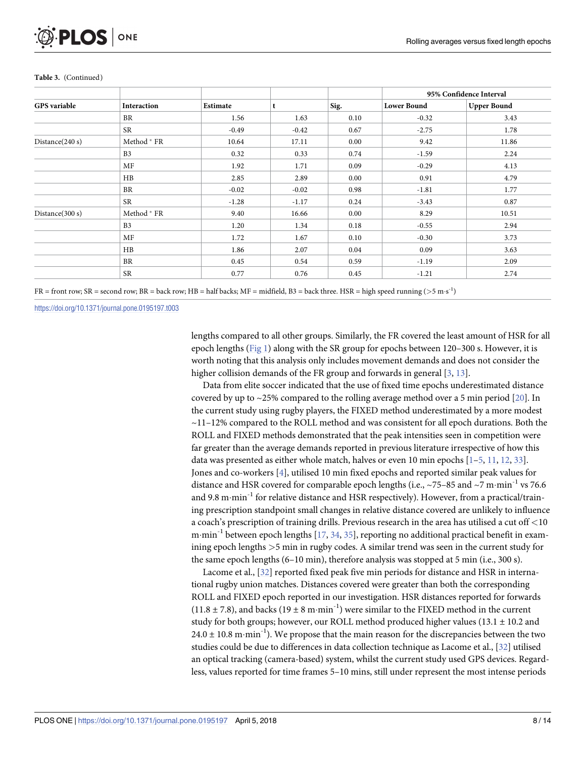Table 3. (Continued)

| GPS variable | Interaction | Estimate | t | Sig. | 95% Confidence Interval | |
|---|---|---|---|---|---|---|
| | | | | | Lower Bound | Upper Bound |
| | BR | 1.56 | 1.63 | 0.10 | -0.32 | 3.43 |
| | SR | -0.49 | -0.42 | 0.67 | -2.75 | 1.78 |
| Distance(240 s) | Method * FR | 10.64 | 17.11 | 0.00 | 9.42 | 11.86 |
| | B3 | 0.32 | 0.33 | 0.74 | -1.59 | 2.24 |
| | MF | 1.92 | 1.71 | 0.09 | -0.29 | 4.13 |
| | HB | 2.85 | 2.89 | 0.00 | 0.91 | 4.79 |
| | BR | -0.02 | -0.02 | 0.98 | -1.81 | 1.77 |
| | SR | -1.28 | -1.17 | 0.24 | -3.43 | 0.87 |
| Distance(300 s) | Method * FR | 9.40 | 16.66 | 0.00 | 8.29 | 10.51 |
| | B3 | 1.20 | 1.34 | 0.18 | -0.55 | 2.94 |
| | MF | 1.72 | 1.67 | 0.10 | -0.30 | 3.73 |
| | HB | 1.86 | 2.07 | 0.04 | 0.09 | 3.63 |
| | BR | 0.45 | 0.54 | 0.59 | -1.19 | 2.09 |
| | SR | 0.77 | 0.76 | 0.45 | -1.21 | 2.74 |

FR = front row; SR = second row; BR = back row; HB = half backs; MF = midfield, B3 = back three. HSR = high speed running (>5 $m \cdot s^{-1}$)

https://doi.org/10.1371/journal.pone.0195197.t003

lengths compared to all other groups. Similarly, the FR covered the least amount of HSR for all epoch lengths (Fig 1) along with the SR group for epochs between 120–300 s. However, it is worth noting that this analysis only includes movement demands and does not consider the higher collision demands of the FR group and forwards in general [3, 13].

Data from elite soccer indicated that the use of fixed time epochs underestimated distance covered by up to ~25% compared to the rolling average method over a 5 min period [20]. In the current study using rugby players, the FIXED method underestimated by a more modest ~11–12% compared to the ROLL method and was consistent for all epoch durations. Both the ROLL and FIXED methods demonstrated that the peak intensities seen in competition were far greater than the average demands reported in previous literature irrespective of how this data was presented as either whole match, halves or even 10 min epochs [1–5, 11, 12, 33]. Jones and co-workers [4], utilised 10 min fixed epochs and reported similar peak values for distance and HSR covered for comparable epoch lengths (i.e., ~75–85 and ~7 $m \cdot min^{-1}$ vs 76.6 and 9.8 $m \cdot min^{-1}$ for relative distance and HSR respectively). However, from a practical/training prescription standpoint small changes in relative distance covered are unlikely to influence a coach's prescription of training drills. Previous research in the area has utilised a cut off <10 $m \cdot min^{-1}$ between epoch lengths [17, 34, 35], reporting no additional practical benefit in examining epoch lengths >5 min in rugby codes. A similar trend was seen in the current study for the same epoch lengths (6–10 min), therefore analysis was stopped at 5 min (i.e., 300 s).

Lacome et al., [32] reported fixed peak five min periods for distance and HSR in international rugby union matches. Distances covered were greater than both the corresponding ROLL and FIXED epoch reported in our investigation. HSR distances reported for forwards (11.8 ± 7.8), and backs (19 ± 8 $m \cdot min^{-1}$) were similar to the FIXED method in the current study for both groups; however, our ROLL method produced higher values (13.1 ± 10.2 and 24.0 ± 10.8 $m \cdot min^{-1}$). We propose that the main reason for the discrepancies between the two studies could be due to differences in data collection technique as Lacome et al., [32] utilised an optical tracking (camera-based) system, whilst the current study used GPS devices. Regardless, values reported for time frames 5–10 mins, still under represent the most intense periods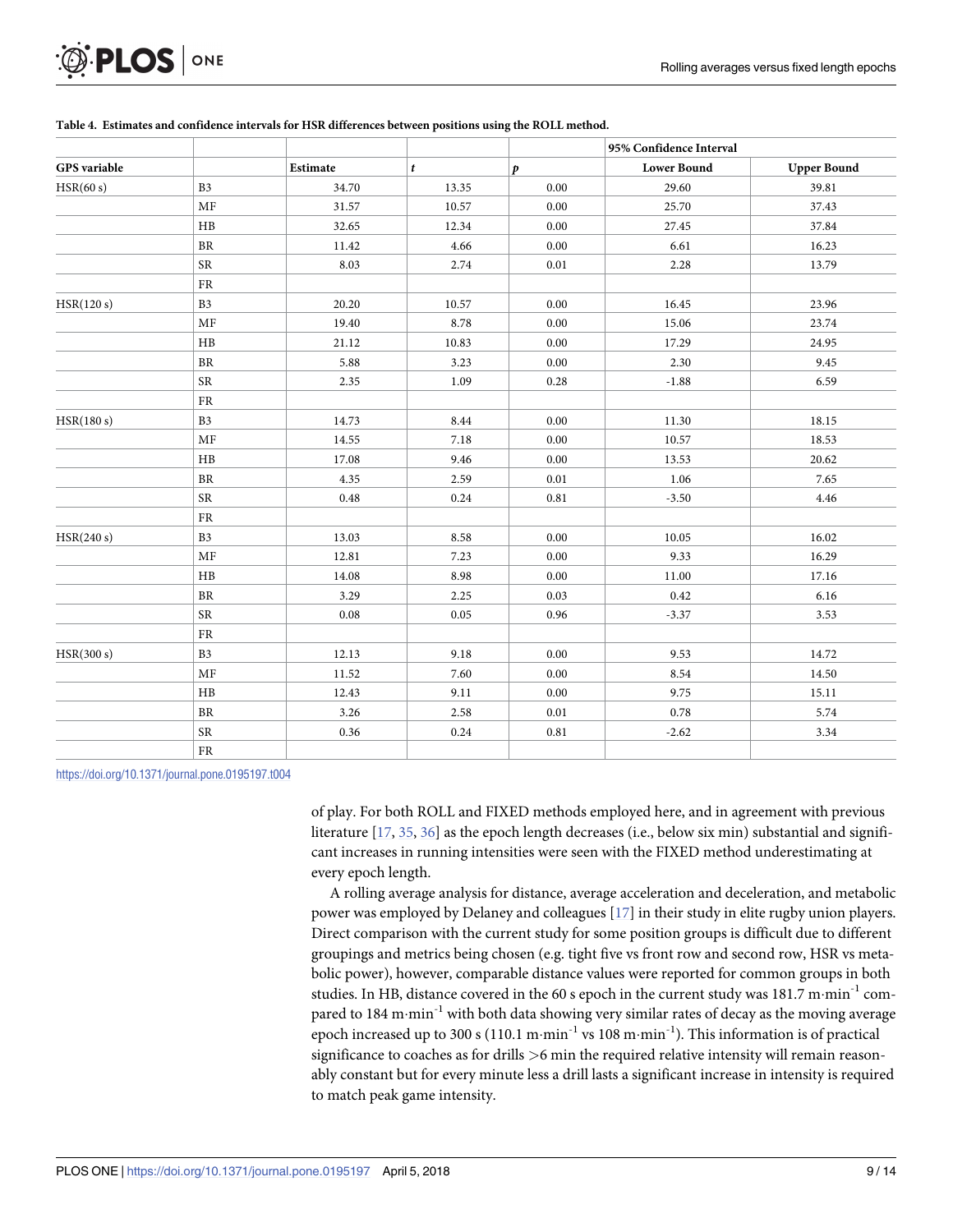**Table 4. Estimates and confidence intervals for HSR differences between positions using the ROLL method.**

| | | | | | 95% Confidence Interval | |
|---|---|---|---|---|---|---|
| GPS variable | | Estimate | *t* | *p* | Lower Bound | Upper Bound |
| HSR(60 s) | B3 | 34.70 | 13.35 | 0.00 | 29.60 | 39.81 |
| | MF | 31.57 | 10.57 | 0.00 | 25.70 | 37.43 |
| | HB | 32.65 | 12.34 | 0.00 | 27.45 | 37.84 |
| | BR | 11.42 | 4.66 | 0.00 | 6.61 | 16.23 |
| | SR | 8.03 | 2.74 | 0.01 | 2.28 | 13.79 |
| | FR | | | | | |
| HSR(120 s) | B3 | 20.20 | 10.57 | 0.00 | 16.45 | 23.96 |
| | MF | 19.40 | 8.78 | 0.00 | 15.06 | 23.74 |
| | HB | 21.12 | 10.83 | 0.00 | 17.29 | 24.95 |
| | BR | 5.88 | 3.23 | 0.00 | 2.30 | 9.45 |
| | SR | 2.35 | 1.09 | 0.28 | -1.88 | 6.59 |
| | FR | | | | | |
| HSR(180 s) | B3 | 14.73 | 8.44 | 0.00 | 11.30 | 18.15 |
| | MF | 14.55 | 7.18 | 0.00 | 10.57 | 18.53 |
| | HB | 17.08 | 9.46 | 0.00 | 13.53 | 20.62 |
| | BR | 4.35 | 2.59 | 0.01 | 1.06 | 7.65 |
| | SR | 0.48 | 0.24 | 0.81 | -3.50 | 4.46 |
| | FR | | | | | |
| HSR(240 s) | B3 | 13.03 | 8.58 | 0.00 | 10.05 | 16.02 |
| | MF | 12.81 | 7.23 | 0.00 | 9.33 | 16.29 |
| | HB | 14.08 | 8.98 | 0.00 | 11.00 | 17.16 |
| | BR | 3.29 | 2.25 | 0.03 | 0.42 | 6.16 |
| | SR | 0.08 | 0.05 | 0.96 | -3.37 | 3.53 |
| | FR | | | | | |
| HSR(300 s) | B3 | 12.13 | 9.18 | 0.00 | 9.53 | 14.72 |
| | MF | 11.52 | 7.60 | 0.00 | 8.54 | 14.50 |
| | HB | 12.43 | 9.11 | 0.00 | 9.75 | 15.11 |
| | BR | 3.26 | 2.58 | 0.01 | 0.78 | 5.74 |
| | SR | 0.36 | 0.24 | 0.81 | -2.62 | 3.34 |
| | FR | | | | | |

https://doi.org/10.1371/journal.pone.0195197.t004

of play. For both ROLL and FIXED methods employed here, and in agreement with previous literature [17, 35, 36] as the epoch length decreases (i.e., below six min) substantial and significant increases in running intensities were seen with the FIXED method underestimating at every epoch length.

A rolling average analysis for distance, average acceleration and deceleration, and metabolic power was employed by Delaney and colleagues [17] in their study in elite rugby union players. Direct comparison with the current study for some position groups is difficult due to different groupings and metrics being chosen (e.g. tight five vs front row and second row, HSR vs metabolic power), however, comparable distance values were reported for common groups in both studies. In HB, distance covered in the 60 s epoch in the current study was 181.7 $m{\cdot}min^{-1}$ compared to 184 $m{\cdot}min^{-1}$ with both data showing very similar rates of decay as the moving average epoch increased up to 300 s (110.1 $m{\cdot}min^{-1}$ vs 108 $m{\cdot}min^{-1}$). This information is of practical significance to coaches as for drills >6 min the required relative intensity will remain reasonably constant but for every minute less a drill lasts a significant increase in intensity is required to match peak game intensity.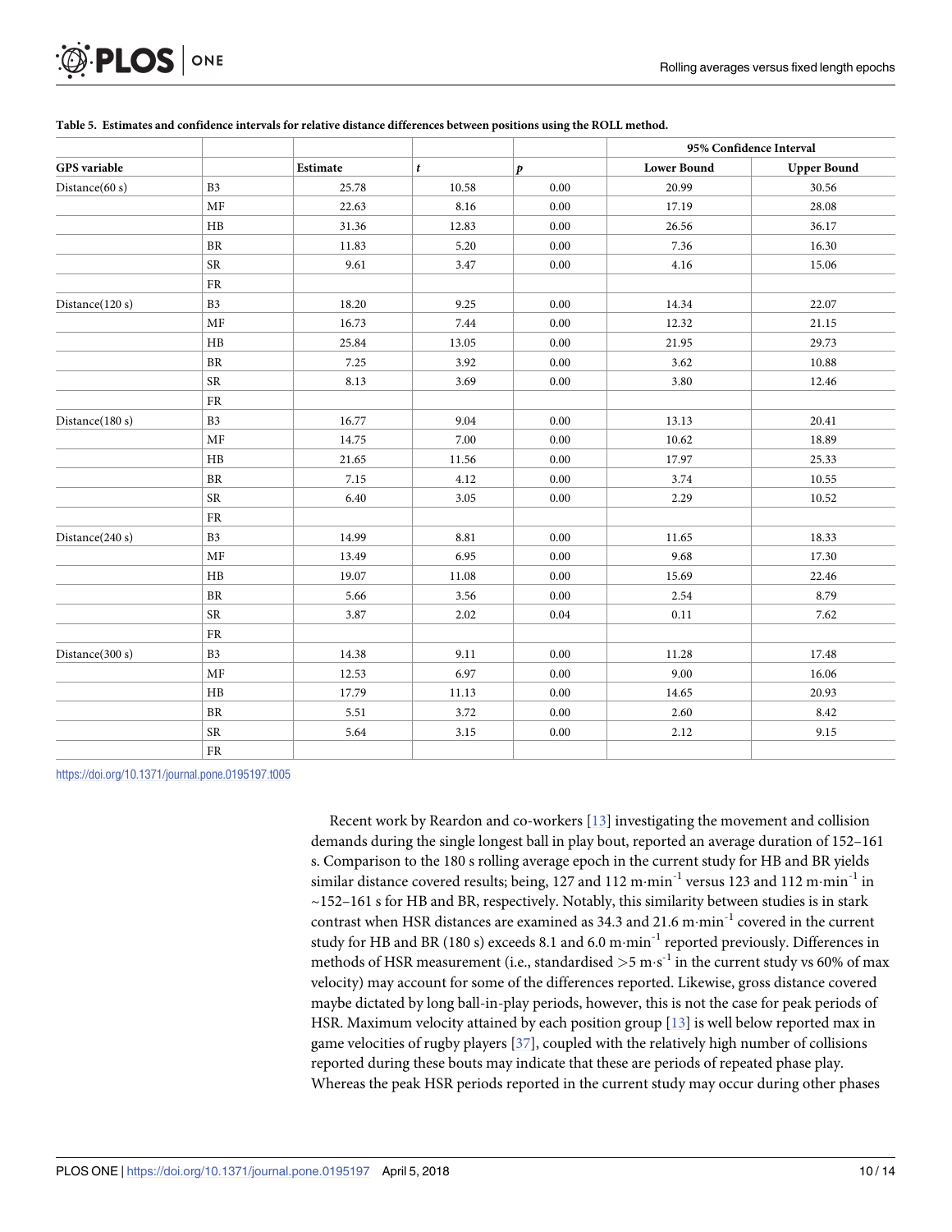**Table 5. Estimates and confidence intervals for relative distance differences between positions using the ROLL method.**

| GPS variable | | Estimate | *t* | *p* | 95% Confidence Interval | |
|---|---|---|---|---|---|---|
| | | | | | Lower Bound | Upper Bound |
| Distance(60 s) | B3 | 25.78 | 10.58 | 0.00 | 20.99 | 30.56 |
| | MF | 22.63 | 8.16 | 0.00 | 17.19 | 28.08 |
| | HB | 31.36 | 12.83 | 0.00 | 26.56 | 36.17 |
| | BR | 11.83 | 5.20 | 0.00 | 7.36 | 16.30 |
| | SR | 9.61 | 3.47 | 0.00 | 4.16 | 15.06 |
| | FR | | | | | |
| Distance(120 s) | B3 | 18.20 | 9.25 | 0.00 | 14.34 | 22.07 |
| | MF | 16.73 | 7.44 | 0.00 | 12.32 | 21.15 |
| | HB | 25.84 | 13.05 | 0.00 | 21.95 | 29.73 |
| | BR | 7.25 | 3.92 | 0.00 | 3.62 | 10.88 |
| | SR | 8.13 | 3.69 | 0.00 | 3.80 | 12.46 |
| | FR | | | | | |
| Distance(180 s) | B3 | 16.77 | 9.04 | 0.00 | 13.13 | 20.41 |
| | MF | 14.75 | 7.00 | 0.00 | 10.62 | 18.89 |
| | HB | 21.65 | 11.56 | 0.00 | 17.97 | 25.33 |
| | BR | 7.15 | 4.12 | 0.00 | 3.74 | 10.55 |
| | SR | 6.40 | 3.05 | 0.00 | 2.29 | 10.52 |
| | FR | | | | | |
| Distance(240 s) | B3 | 14.99 | 8.81 | 0.00 | 11.65 | 18.33 |
| | MF | 13.49 | 6.95 | 0.00 | 9.68 | 17.30 |
| | HB | 19.07 | 11.08 | 0.00 | 15.69 | 22.46 |
| | BR | 5.66 | 3.56 | 0.00 | 2.54 | 8.79 |
| | SR | 3.87 | 2.02 | 0.04 | 0.11 | 7.62 |
| | FR | | | | | |
| Distance(300 s) | B3 | 14.38 | 9.11 | 0.00 | 11.28 | 17.48 |
| | MF | 12.53 | 6.97 | 0.00 | 9.00 | 16.06 |
| | HB | 17.79 | 11.13 | 0.00 | 14.65 | 20.93 |
| | BR | 5.51 | 3.72 | 0.00 | 2.60 | 8.42 |
| | SR | 5.64 | 3.15 | 0.00 | 2.12 | 9.15 |
| | FR | | | | | |

https://doi.org/10.1371/journal.pone.0195197.t005

Recent work by Reardon and co-workers [13] investigating the movement and collision demands during the single longest ball in play bout, reported an average duration of 152–161 s. Comparison to the 180 s rolling average epoch in the current study for HB and BR yields similar distance covered results; being, 127 and 112 $m{\cdot}min^{-1}$ versus 123 and 112 $m{\cdot}min^{-1}$ in ~152–161 s for HB and BR, respectively. Notably, this similarity between studies is in stark contrast when HSR distances are examined as 34.3 and 21.6 $m{\cdot}min^{-1}$ covered in the current study for HB and BR (180 s) exceeds 8.1 and 6.0 $m{\cdot}min^{-1}$ reported previously. Differences in methods of HSR measurement (i.e., standardised >5 $m{\cdot}s^{-1}$ in the current study vs 60% of max velocity) may account for some of the differences reported. Likewise, gross distance covered maybe dictated by long ball-in-play periods, however, this is not the case for peak periods of HSR. Maximum velocity attained by each position group [13] is well below reported max in game velocities of rugby players [37], coupled with the relatively high number of collisions reported during these bouts may indicate that these are periods of repeated phase play. Whereas the peak HSR periods reported in the current study may occur during other phases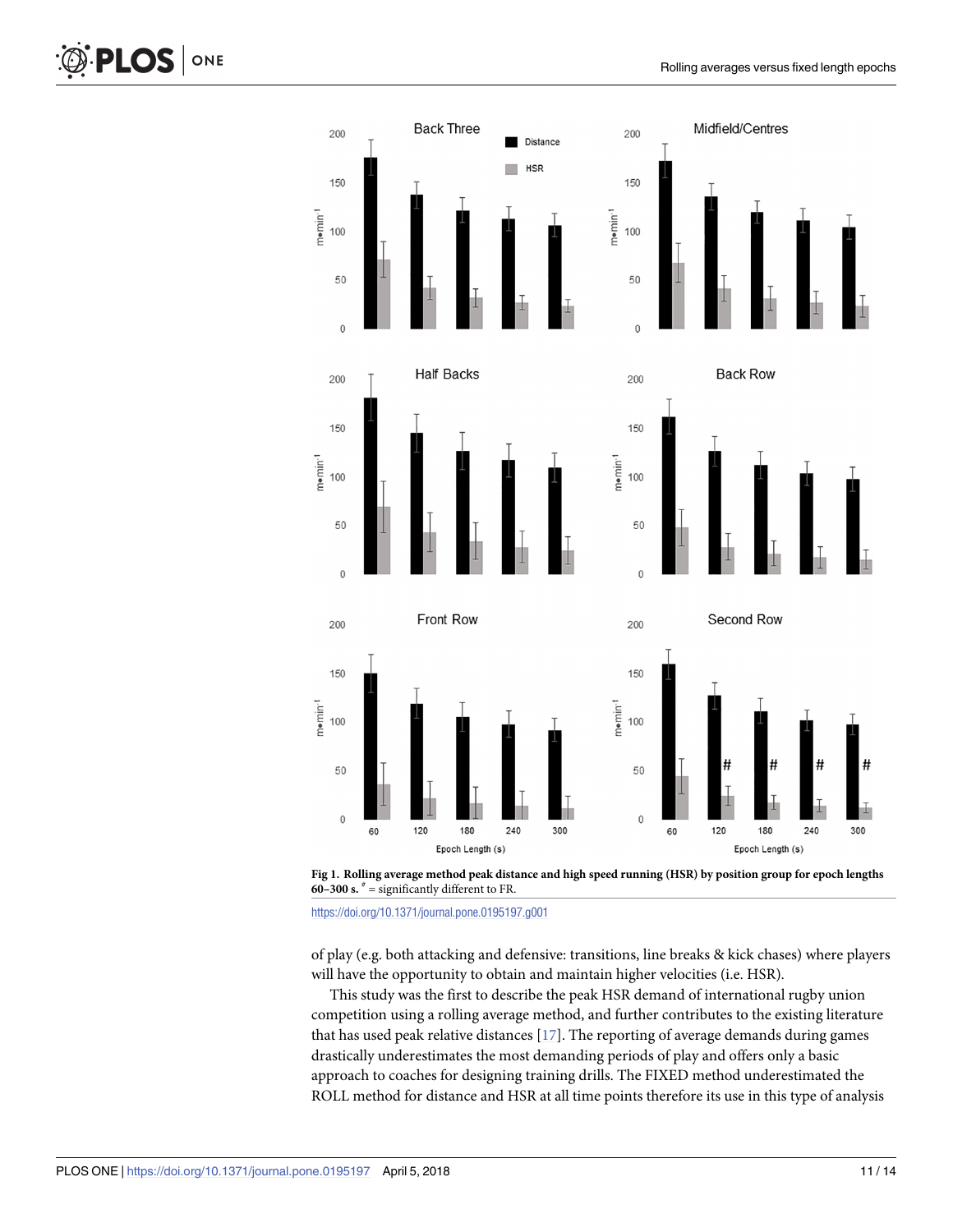**Fig 1. Rolling average method peak distance and high speed running (HSR) by position group for epoch lengths 60–300 s.** # = significantly different to FR.

https://doi.org/10.1371/journal.pone.0195197.g001

of play (e.g. both attacking and defensive: transitions, line breaks & kick chases) where players will have the opportunity to obtain and maintain higher velocities (i.e. HSR).

This study was the first to describe the peak HSR demand of international rugby union competition using a rolling average method, and further contributes to the existing literature that has used peak relative distances [17]. The reporting of average demands during games drastically underestimates the most demanding periods of play and offers only a basic approach to coaches for designing training drills. The FIXED method underestimated the ROLL method for distance and HSR at all time points therefore its use in this type of analysis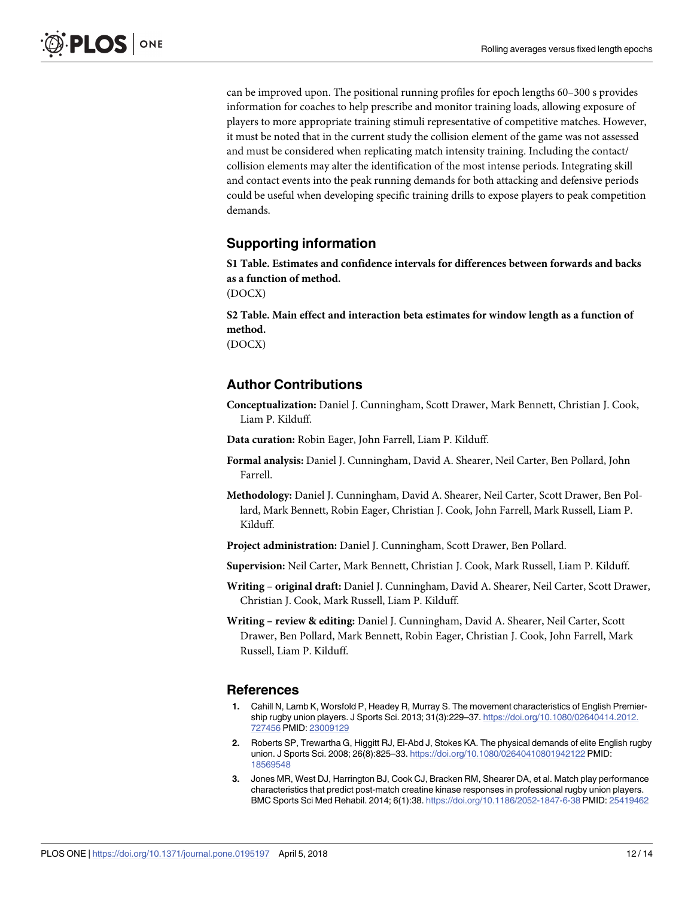can be improved upon. The positional running profiles for epoch lengths 60–300 s provides information for coaches to help prescribe and monitor training loads, allowing exposure of players to more appropriate training stimuli representative of competitive matches. However, it must be noted that in the current study the collision element of the game was not assessed and must be considered when replicating match intensity training. Including the contact/collision elements may alter the identification of the most intense periods. Integrating skill and contact events into the peak running demands for both attacking and defensive periods could be useful when developing specific training drills to expose players to peak competition demands.

## Supporting information

**S1 Table. Estimates and confidence intervals for differences between forwards and backs as a function of method.**
(DOCX)

**S2 Table. Main effect and interaction beta estimates for window length as a function of method.**
(DOCX)

## Author Contributions

**Conceptualization:** Daniel J. Cunningham, Scott Drawer, Mark Bennett, Christian J. Cook, Liam P. Kilduff.

**Data curation:** Robin Eager, John Farrell, Liam P. Kilduff.

**Formal analysis:** Daniel J. Cunningham, David A. Shearer, Neil Carter, Ben Pollard, John Farrell.

**Methodology:** Daniel J. Cunningham, David A. Shearer, Neil Carter, Scott Drawer, Ben Pollard, Mark Bennett, Robin Eager, Christian J. Cook, John Farrell, Mark Russell, Liam P. Kilduff.

**Project administration:** Daniel J. Cunningham, Scott Drawer, Ben Pollard.

**Supervision:** Neil Carter, Mark Bennett, Christian J. Cook, Mark Russell, Liam P. Kilduff.

**Writing – original draft:** Daniel J. Cunningham, David A. Shearer, Neil Carter, Scott Drawer, Christian J. Cook, Mark Russell, Liam P. Kilduff.

**Writing – review & editing:** Daniel J. Cunningham, David A. Shearer, Neil Carter, Scott Drawer, Ben Pollard, Mark Bennett, Robin Eager, Christian J. Cook, John Farrell, Mark Russell, Liam P. Kilduff.

## References

1. Cahill N, Lamb K, Worsfold P, Headey R, Murray S. The movement characteristics of English Premiership rugby union players. J Sports Sci. 2013; 31(3):229–37. https://doi.org/10.1080/02640414.2012.727456 PMID: 23009129
2. Roberts SP, Trewartha G, Higgitt RJ, El-Abd J, Stokes KA. The physical demands of elite English rugby union. J Sports Sci. 2008; 26(8):825–33. https://doi.org/10.1080/02640410801942122 PMID: 18569548
3. Jones MR, West DJ, Harrington BJ, Cook CJ, Bracken RM, Shearer DA, et al. Match play performance characteristics that predict post-match creatine kinase responses in professional rugby union players. BMC Sports Sci Med Rehabil. 2014; 6(1):38. https://doi.org/10.1186/2052-1847-6-38 PMID: 25419462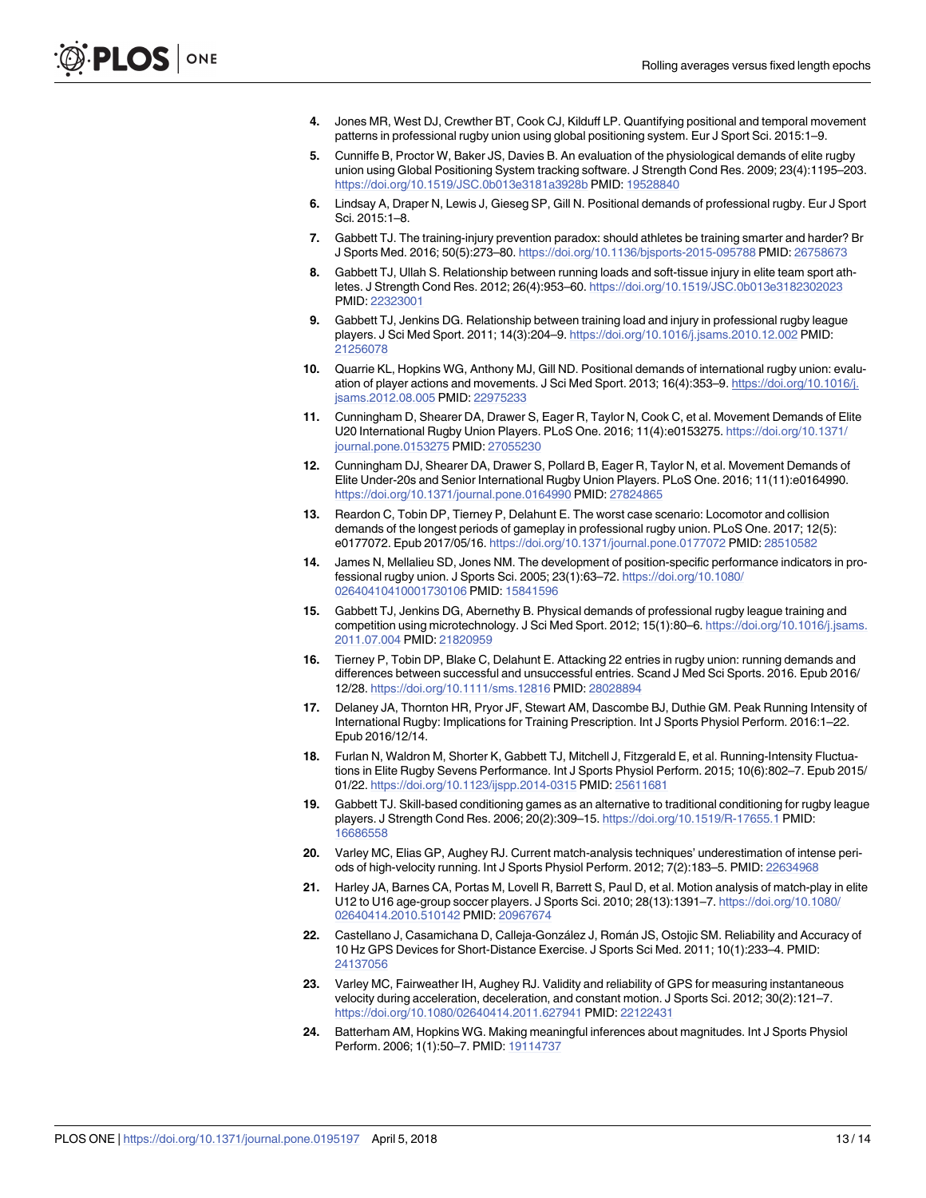4. Jones MR, West DJ, Crewther BT, Cook CJ, Kilduff LP. Quantifying positional and temporal movement patterns in professional rugby union using global positioning system. Eur J Sport Sci. 2015:1–9.
5. Cunniffe B, Proctor W, Baker JS, Davies B. An evaluation of the physiological demands of elite rugby union using Global Positioning System tracking software. J Strength Cond Res. 2009; 23(4):1195–203. https://doi.org/10.1519/JSC.0b013e3181a3928b PMID: 19528840
6. Lindsay A, Draper N, Lewis J, Gieseg SP, Gill N. Positional demands of professional rugby. Eur J Sport Sci. 2015:1–8.
7. Gabbett TJ. The training-injury prevention paradox: should athletes be training smarter and harder? Br J Sports Med. 2016; 50(5):273–80. https://doi.org/10.1136/bjsports-2015-095788 PMID: 26758673
8. Gabbett TJ, Ullah S. Relationship between running loads and soft-tissue injury in elite team sport athletes. J Strength Cond Res. 2012; 26(4):953–60. https://doi.org/10.1519/JSC.0b013e3182302023 PMID: 22323001
9. Gabbett TJ, Jenkins DG. Relationship between training load and injury in professional rugby league players. J Sci Med Sport. 2011; 14(3):204–9. https://doi.org/10.1016/j.jsams.2010.12.002 PMID: 21256078
10. Quarrie KL, Hopkins WG, Anthony MJ, Gill ND. Positional demands of international rugby union: evaluation of player actions and movements. J Sci Med Sport. 2013; 16(4):353–9. https://doi.org/10.1016/j.jsams.2012.08.005 PMID: 22975233
11. Cunningham D, Shearer DA, Drawer S, Eager R, Taylor N, Cook C, et al. Movement Demands of Elite U20 International Rugby Union Players. PLoS One. 2016; 11(4):e0153275. https://doi.org/10.1371/journal.pone.0153275 PMID: 27055230
12. Cunningham DJ, Shearer DA, Drawer S, Pollard B, Eager R, Taylor N, et al. Movement Demands of Elite Under-20s and Senior International Rugby Union Players. PLoS One. 2016; 11(11):e0164990. https://doi.org/10.1371/journal.pone.0164990 PMID: 27824865
13. Reardon C, Tobin DP, Tierney P, Delahunt E. The worst case scenario: Locomotor and collision demands of the longest periods of gameplay in professional rugby union. PLoS One. 2017; 12(5): e0177072. Epub 2017/05/16. https://doi.org/10.1371/journal.pone.0177072 PMID: 28510582
14. James N, Mellalieu SD, Jones NM. The development of position-specific performance indicators in professional rugby union. J Sports Sci. 2005; 23(1):63–72. https://doi.org/10.1080/02640410410001730106 PMID: 15841596
15. Gabbett TJ, Jenkins DG, Abernethy B. Physical demands of professional rugby league training and competition using microtechnology. J Sci Med Sport. 2012; 15(1):80–6. https://doi.org/10.1016/j.jsams.2011.07.004 PMID: 21820959
16. Tierney P, Tobin DP, Blake C, Delahunt E. Attacking 22 entries in rugby union: running demands and differences between successful and unsuccessful entries. Scand J Med Sci Sports. 2016. Epub 2016/12/28. https://doi.org/10.1111/sms.12816 PMID: 28028894
17. Delaney JA, Thornton HR, Pryor JF, Stewart AM, Dascombe BJ, Duthie GM. Peak Running Intensity of International Rugby: Implications for Training Prescription. Int J Sports Physiol Perform. 2016:1–22. Epub 2016/12/14.
18. Furlan N, Waldron M, Shorter K, Gabbett TJ, Mitchell J, Fitzgerald E, et al. Running-Intensity Fluctuations in Elite Rugby Sevens Performance. Int J Sports Physiol Perform. 2015; 10(6):802–7. Epub 2015/01/22. https://doi.org/10.1123/ijspp.2014-0315 PMID: 25611681
19. Gabbett TJ. Skill-based conditioning games as an alternative to traditional conditioning for rugby league players. J Strength Cond Res. 2006; 20(2):309–15. https://doi.org/10.1519/R-17655.1 PMID: 16686558
20. Varley MC, Elias GP, Aughey RJ. Current match-analysis techniques' underestimation of intense periods of high-velocity running. Int J Sports Physiol Perform. 2012; 7(2):183–5. PMID: 22634968
21. Harley JA, Barnes CA, Portas M, Lovell R, Barrett S, Paul D, et al. Motion analysis of match-play in elite U12 to U16 age-group soccer players. J Sports Sci. 2010; 28(13):1391–7. https://doi.org/10.1080/02640414.2010.510142 PMID: 20967674
22. Castellano J, Casamichana D, Calleja-González J, Román JS, Ostojic SM. Reliability and Accuracy of 10 Hz GPS Devices for Short-Distance Exercise. J Sports Sci Med. 2011; 10(1):233–4. PMID: 24137056
23. Varley MC, Fairweather IH, Aughey RJ. Validity and reliability of GPS for measuring instantaneous velocity during acceleration, deceleration, and constant motion. J Sports Sci. 2012; 30(2):121–7. https://doi.org/10.1080/02640414.2011.627941 PMID: 22122431
24. Batterham AM, Hopkins WG. Making meaningful inferences about magnitudes. Int J Sports Physiol Perform. 2006; 1(1):50–7. PMID: 19114737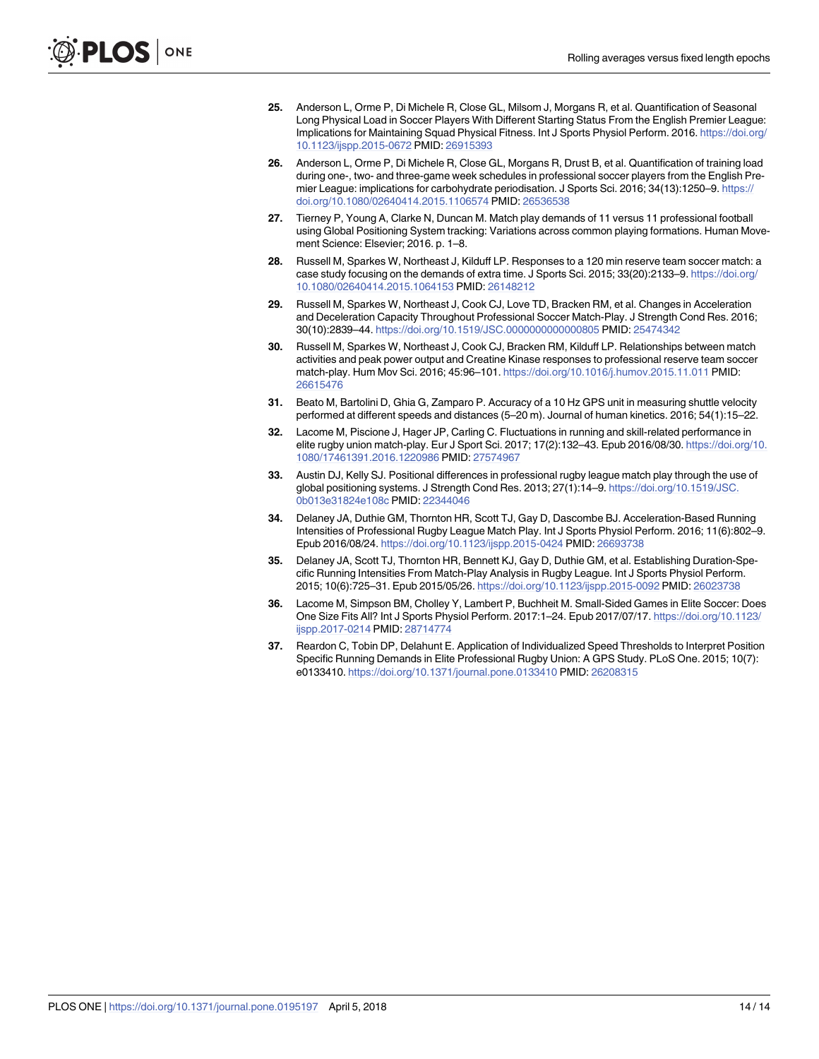25. Anderson L, Orme P, Di Michele R, Close GL, Milsom J, Morgans R, et al. Quantification of Seasonal Long Physical Load in Soccer Players With Different Starting Status From the English Premier League: Implications for Maintaining Squad Physical Fitness. Int J Sports Physiol Perform. 2016. https://doi.org/10.1123/ijspp.2015-0672 PMID: 26915393

26. Anderson L, Orme P, Di Michele R, Close GL, Morgans R, Drust B, et al. Quantification of training load during one-, two- and three-game week schedules in professional soccer players from the English Premier League: implications for carbohydrate periodisation. J Sports Sci. 2016; 34(13):1250–9. https://doi.org/10.1080/02640414.2015.1106574 PMID: 26536538

27. Tierney P, Young A, Clarke N, Duncan M. Match play demands of 11 versus 11 professional football using Global Positioning System tracking: Variations across common playing formations. Human Movement Science: Elsevier; 2016. p. 1–8.

28. Russell M, Sparkes W, Northeast J, Kilduff LP. Responses to a 120 min reserve team soccer match: a case study focusing on the demands of extra time. J Sports Sci. 2015; 33(20):2133–9. https://doi.org/10.1080/02640414.2015.1064153 PMID: 26148212

29. Russell M, Sparkes W, Northeast J, Cook CJ, Love TD, Bracken RM, et al. Changes in Acceleration and Deceleration Capacity Throughout Professional Soccer Match-Play. J Strength Cond Res. 2016; 30(10):2839–44. https://doi.org/10.1519/JSC.0000000000000805 PMID: 25474342

30. Russell M, Sparkes W, Northeast J, Cook CJ, Bracken RM, Kilduff LP. Relationships between match activities and peak power output and Creatine Kinase responses to professional reserve team soccer match-play. Hum Mov Sci. 2016; 45:96–101. https://doi.org/10.1016/j.humov.2015.11.011 PMID: 26615476

31. Beato M, Bartolini D, Ghia G, Zamparo P. Accuracy of a 10 Hz GPS unit in measuring shuttle velocity performed at different speeds and distances (5–20 m). Journal of human kinetics. 2016; 54(1):15–22.

32. Lacome M, Piscione J, Hager JP, Carling C. Fluctuations in running and skill-related performance in elite rugby union match-play. Eur J Sport Sci. 2017; 17(2):132–43. Epub 2016/08/30. https://doi.org/10.1080/17461391.2016.1220986 PMID: 27574967

33. Austin DJ, Kelly SJ. Positional differences in professional rugby league match play through the use of global positioning systems. J Strength Cond Res. 2013; 27(1):14–9. https://doi.org/10.1519/JSC.0b013e31824e108c PMID: 22344046

34. Delaney JA, Duthie GM, Thornton HR, Scott TJ, Gay D, Dascombe BJ. Acceleration-Based Running Intensities of Professional Rugby League Match Play. Int J Sports Physiol Perform. 2016; 11(6):802–9. Epub 2016/08/24. https://doi.org/10.1123/ijspp.2015-0424 PMID: 26693738

35. Delaney JA, Scott TJ, Thornton HR, Bennett KJ, Gay D, Duthie GM, et al. Establishing Duration-Specific Running Intensities From Match-Play Analysis in Rugby League. Int J Sports Physiol Perform. 2015; 10(6):725–31. Epub 2015/05/26. https://doi.org/10.1123/ijspp.2015-0092 PMID: 26023738

36. Lacome M, Simpson BM, Cholley Y, Lambert P, Buchheit M. Small-Sided Games in Elite Soccer: Does One Size Fits All? Int J Sports Physiol Perform. 2017:1–24. Epub 2017/07/17. https://doi.org/10.1123/ijspp.2017-0214 PMID: 28714774

37. Reardon C, Tobin DP, Delahunt E. Application of Individualized Speed Thresholds to Interpret Position Specific Running Demands in Elite Professional Rugby Union: A GPS Study. PLoS One. 2015; 10(7): e0133410. https://doi.org/10.1371/journal.pone.0133410 PMID: 26208315